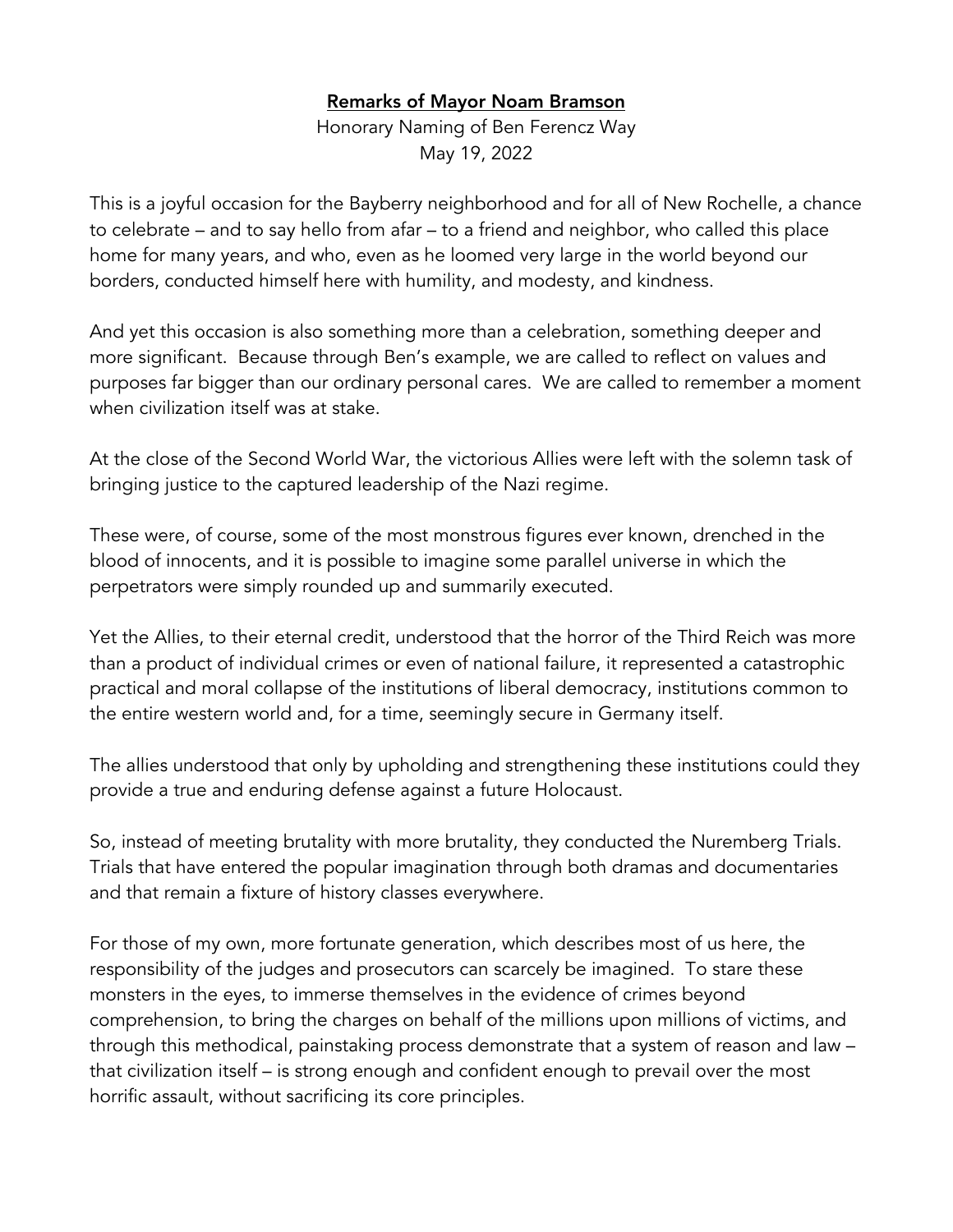# Remarks of Mayor Noam Bramson

Honorary Naming of Ben Ferencz Way
May 19, 2022

This is a joyful occasion for the Bayberry neighborhood and for all of New Rochelle, a chance to celebrate – and to say hello from afar – to a friend and neighbor, who called this place home for many years, and who, even as he loomed very large in the world beyond our borders, conducted himself here with humility, and modesty, and kindness.

And yet this occasion is also something more than a celebration, something deeper and more significant. Because through Ben's example, we are called to reflect on values and purposes far bigger than our ordinary personal cares. We are called to remember a moment when civilization itself was at stake.

At the close of the Second World War, the victorious Allies were left with the solemn task of bringing justice to the captured leadership of the Nazi regime.

These were, of course, some of the most monstrous figures ever known, drenched in the blood of innocents, and it is possible to imagine some parallel universe in which the perpetrators were simply rounded up and summarily executed.

Yet the Allies, to their eternal credit, understood that the horror of the Third Reich was more than a product of individual crimes or even of national failure, it represented a catastrophic practical and moral collapse of the institutions of liberal democracy, institutions common to the entire western world and, for a time, seemingly secure in Germany itself.

The allies understood that only by upholding and strengthening these institutions could they provide a true and enduring defense against a future Holocaust.

So, instead of meeting brutality with more brutality, they conducted the Nuremberg Trials. Trials that have entered the popular imagination through both dramas and documentaries and that remain a fixture of history classes everywhere.

For those of my own, more fortunate generation, which describes most of us here, the responsibility of the judges and prosecutors can scarcely be imagined. To stare these monsters in the eyes, to immerse themselves in the evidence of crimes beyond comprehension, to bring the charges on behalf of the millions upon millions of victims, and through this methodical, painstaking process demonstrate that a system of reason and law – that civilization itself – is strong enough and confident enough to prevail over the most horrific assault, without sacrificing its core principles.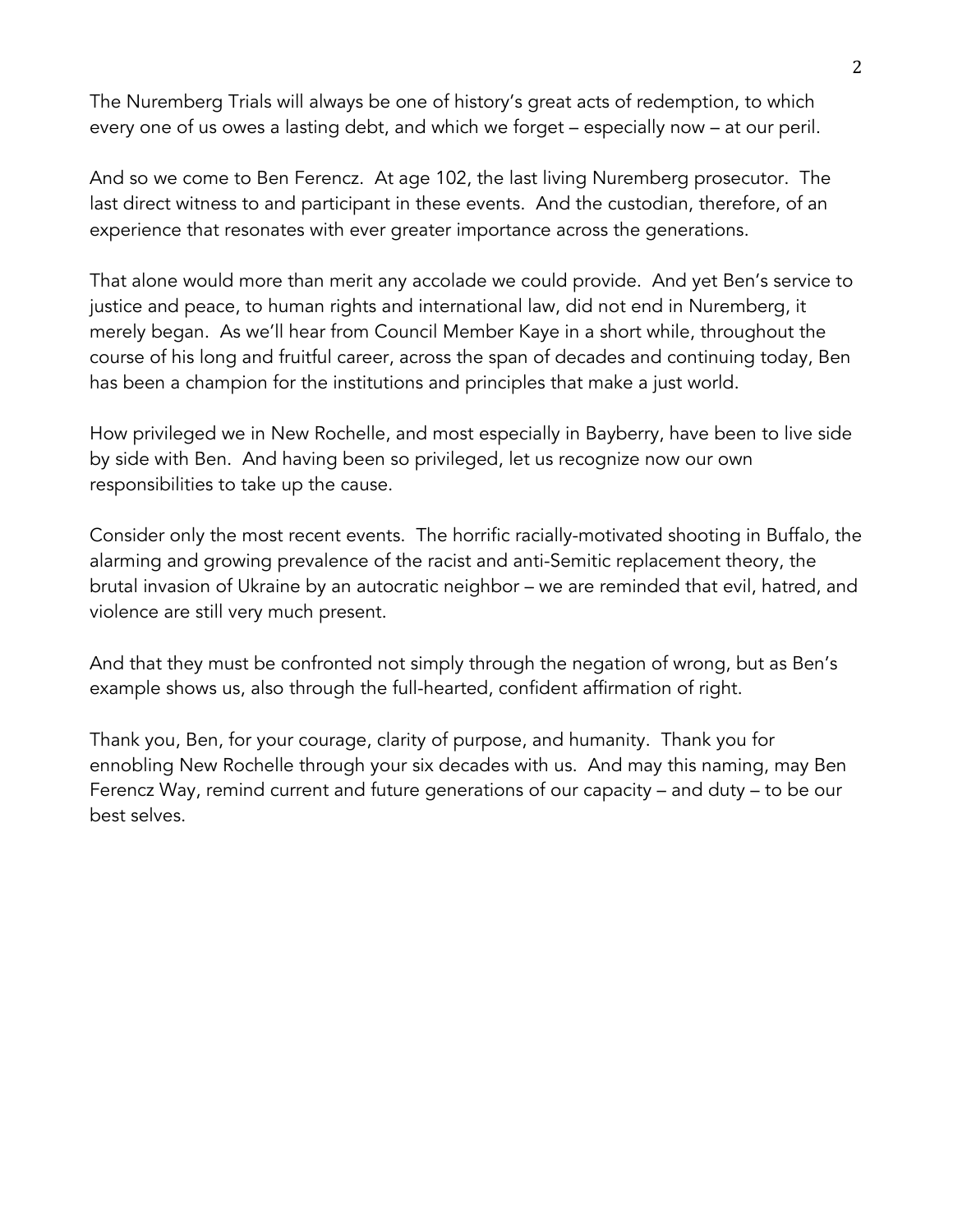The Nuremberg Trials will always be one of history's great acts of redemption, to which every one of us owes a lasting debt, and which we forget – especially now – at our peril.

And so we come to Ben Ferencz. At age 102, the last living Nuremberg prosecutor. The last direct witness to and participant in these events. And the custodian, therefore, of an experience that resonates with ever greater importance across the generations.

That alone would more than merit any accolade we could provide. And yet Ben's service to justice and peace, to human rights and international law, did not end in Nuremberg, it merely began. As we'll hear from Council Member Kaye in a short while, throughout the course of his long and fruitful career, across the span of decades and continuing today, Ben has been a champion for the institutions and principles that make a just world.

How privileged we in New Rochelle, and most especially in Bayberry, have been to live side by side with Ben. And having been so privileged, let us recognize now our own responsibilities to take up the cause.

Consider only the most recent events. The horrific racially-motivated shooting in Buffalo, the alarming and growing prevalence of the racist and anti-Semitic replacement theory, the brutal invasion of Ukraine by an autocratic neighbor – we are reminded that evil, hatred, and violence are still very much present.

And that they must be confronted not simply through the negation of wrong, but as Ben's example shows us, also through the full-hearted, confident affirmation of right.

Thank you, Ben, for your courage, clarity of purpose, and humanity. Thank you for ennobling New Rochelle through your six decades with us. And may this naming, may Ben Ferencz Way, remind current and future generations of our capacity – and duty – to be our best selves.